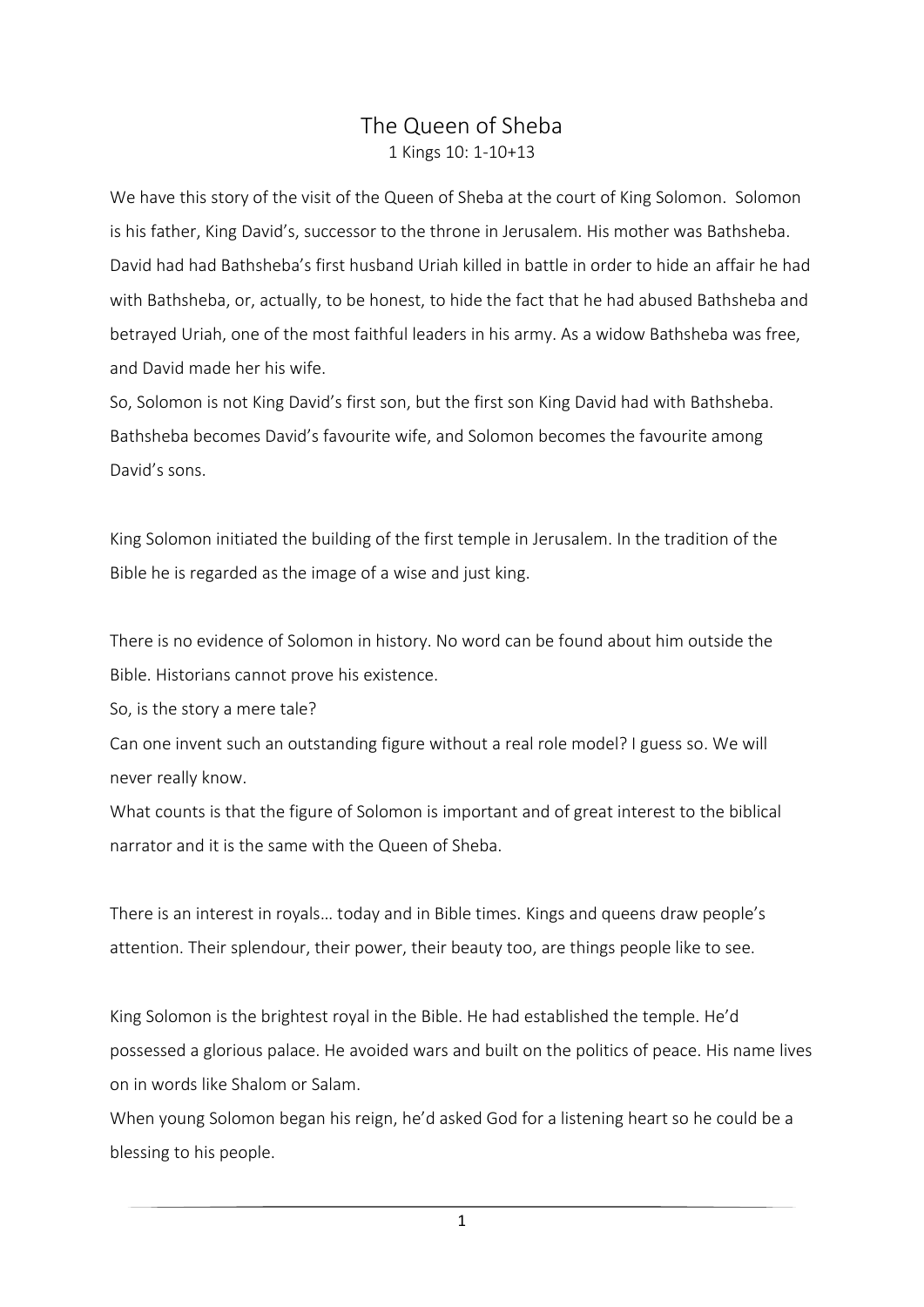# The Queen of Sheba

1 Kings 10: 1-10+13

We have this story of the visit of the Queen of Sheba at the court of King Solomon. Solomon is his father, King David's, successor to the throne in Jerusalem. His mother was Bathsheba. David had had Bathsheba's first husband Uriah killed in battle in order to hide an affair he had with Bathsheba, or, actually, to be honest, to hide the fact that he had abused Bathsheba and betrayed Uriah, one of the most faithful leaders in his army. As a widow Bathsheba was free, and David made her his wife.

So, Solomon is not King David's first son, but the first son King David had with Bathsheba. Bathsheba becomes David's favourite wife, and Solomon becomes the favourite among David's sons.

King Solomon initiated the building of the first temple in Jerusalem. In the tradition of the Bible he is regarded as the image of a wise and just king.

There is no evidence of Solomon in history. No word can be found about him outside the Bible. Historians cannot prove his existence.

So, is the story a mere tale?

Can one invent such an outstanding figure without a real role model? I guess so. We will never really know.

What counts is that the figure of Solomon is important and of great interest to the biblical narrator and it is the same with the Queen of Sheba.

There is an interest in royals… today and in Bible times. Kings and queens draw people's attention. Their splendour, their power, their beauty too, are things people like to see.

King Solomon is the brightest royal in the Bible. He had established the temple. He'd possessed a glorious palace. He avoided wars and built on the politics of peace. His name lives on in words like Shalom or Salam.

When young Solomon began his reign, he'd asked God for a listening heart so he could be a blessing to his people.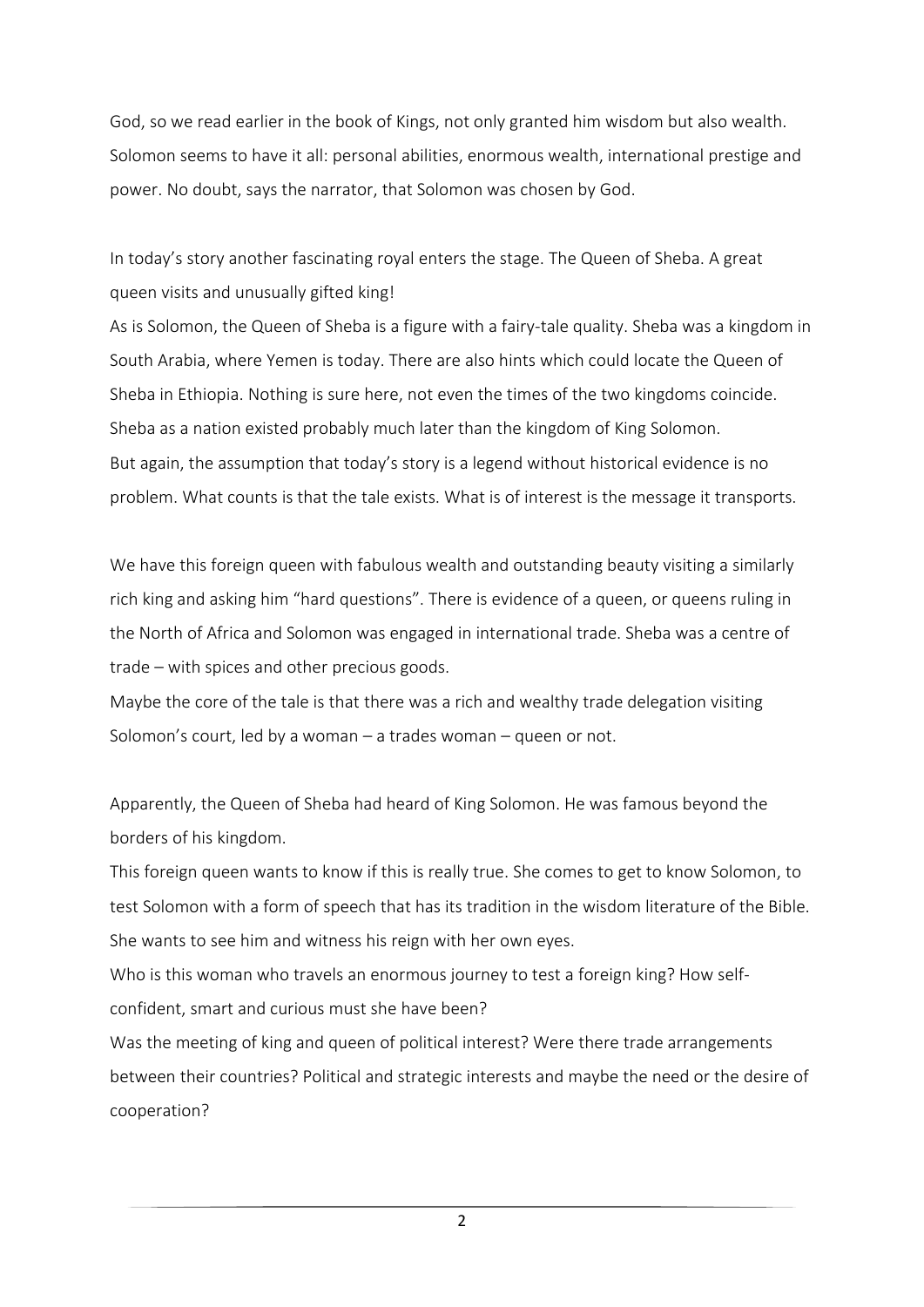God, so we read earlier in the book of Kings, not only granted him wisdom but also wealth. Solomon seems to have it all: personal abilities, enormous wealth, international prestige and power. No doubt, says the narrator, that Solomon was chosen by God.

In today's story another fascinating royal enters the stage. The Queen of Sheba. A great queen visits and unusually gifted king!

As is Solomon, the Queen of Sheba is a figure with a fairy-tale quality. Sheba was a kingdom in South Arabia, where Yemen is today. There are also hints which could locate the Queen of Sheba in Ethiopia. Nothing is sure here, not even the times of the two kingdoms coincide. Sheba as a nation existed probably much later than the kingdom of King Solomon.

But again, the assumption that today's story is a legend without historical evidence is no problem. What counts is that the tale exists. What is of interest is the message it transports.

We have this foreign queen with fabulous wealth and outstanding beauty visiting a similarly rich king and asking him "hard questions". There is evidence of a queen, or queens ruling in the North of Africa and Solomon was engaged in international trade. Sheba was a centre of trade – with spices and other precious goods.

Maybe the core of the tale is that there was a rich and wealthy trade delegation visiting Solomon's court, led by a woman – a trades woman – queen or not.

Apparently, the Queen of Sheba had heard of King Solomon. He was famous beyond the borders of his kingdom.

This foreign queen wants to know if this is really true. She comes to get to know Solomon, to test Solomon with a form of speech that has its tradition in the wisdom literature of the Bible. She wants to see him and witness his reign with her own eyes.

Who is this woman who travels an enormous journey to test a foreign king? How self-confident, smart and curious must she have been?

Was the meeting of king and queen of political interest? Were there trade arrangements between their countries? Political and strategic interests and maybe the need or the desire of cooperation?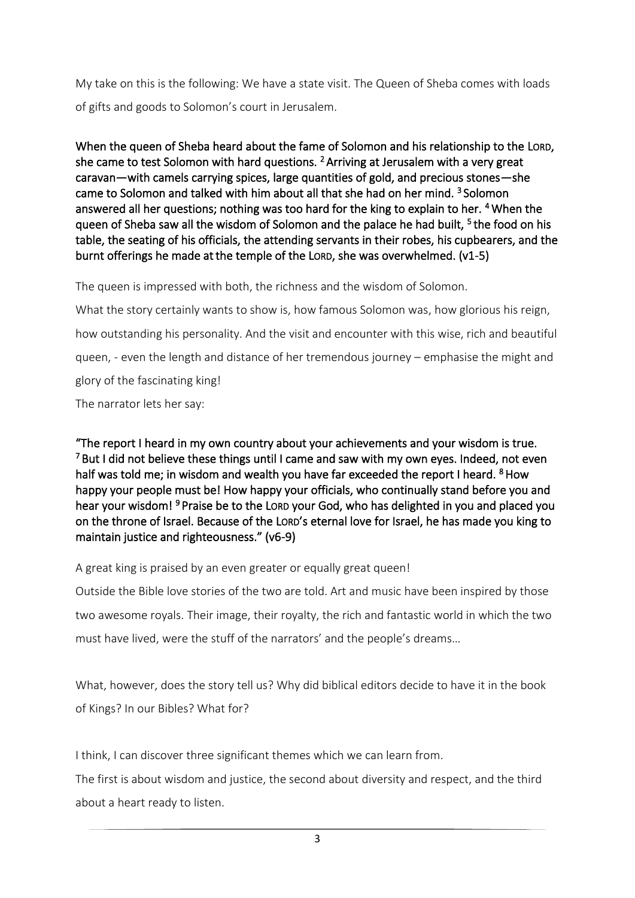My take on this is the following: We have a state visit. The Queen of Sheba comes with loads of gifts and goods to Solomon's court in Jerusalem.

**When the queen of Sheba heard about the fame of Solomon and his relationship to the LORD, she came to test Solomon with hard questions. [2] Arriving at Jerusalem with a very great caravan—with camels carrying spices, large quantities of gold, and precious stones—she came to Solomon and talked with him about all that she had on her mind. [3] Solomon answered all her questions; nothing was too hard for the king to explain to her. [4] When the queen of Sheba saw all the wisdom of Solomon and the palace he had built, [5] the food on his table, the seating of his officials, the attending servants in their robes, his cupbearers, and the burnt offerings he made at the temple of the LORD, she was overwhelmed. (v1-5)**

The queen is impressed with both, the richness and the wisdom of Solomon.

What the story certainly wants to show is, how famous Solomon was, how glorious his reign, how outstanding his personality. And the visit and encounter with this wise, rich and beautiful queen, - even the length and distance of her tremendous journey – emphasise the might and glory of the fascinating king!

The narrator lets her say:

**"The report I heard in my own country about your achievements and your wisdom is true. [7] But I did not believe these things until I came and saw with my own eyes. Indeed, not even half was told me; in wisdom and wealth you have far exceeded the report I heard. [8] How happy your people must be! How happy your officials, who continually stand before you and hear your wisdom! [9] Praise be to the LORD your God, who has delighted in you and placed you on the throne of Israel. Because of the LORD's eternal love for Israel, he has made you king to maintain justice and righteousness." (v6-9)**

A great king is praised by an even greater or equally great queen!

Outside the Bible love stories of the two are told. Art and music have been inspired by those two awesome royals. Their image, their royalty, the rich and fantastic world in which the two must have lived, were the stuff of the narrators' and the people's dreams…

What, however, does the story tell us? Why did biblical editors decide to have it in the book of Kings? In our Bibles? What for?

I think, I can discover three significant themes which we can learn from.

The first is about wisdom and justice, the second about diversity and respect, and the third about a heart ready to listen.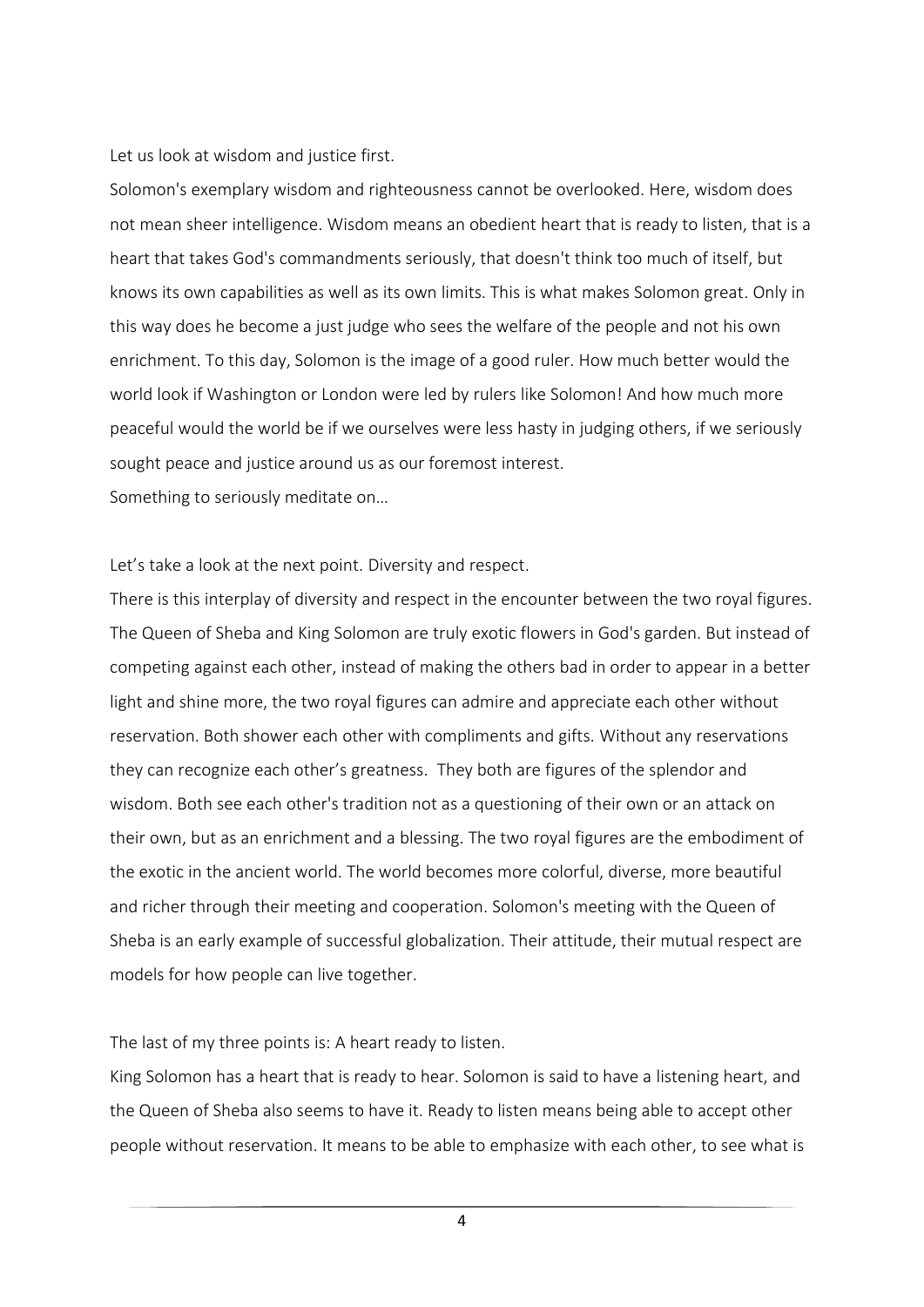Let us look at wisdom and justice first.

Solomon's exemplary wisdom and righteousness cannot be overlooked. Here, wisdom does not mean sheer intelligence. Wisdom means an obedient heart that is ready to listen, that is a heart that takes God's commandments seriously, that doesn't think too much of itself, but knows its own capabilities as well as its own limits. This is what makes Solomon great. Only in this way does he become a just judge who sees the welfare of the people and not his own enrichment. To this day, Solomon is the image of a good ruler. How much better would the world look if Washington or London were led by rulers like Solomon! And how much more peaceful would the world be if we ourselves were less hasty in judging others, if we seriously sought peace and justice around us as our foremost interest.

Something to seriously meditate on…

Let's take a look at the next point. Diversity and respect.

There is this interplay of diversity and respect in the encounter between the two royal figures. The Queen of Sheba and King Solomon are truly exotic flowers in God's garden. But instead of competing against each other, instead of making the others bad in order to appear in a better light and shine more, the two royal figures can admire and appreciate each other without reservation. Both shower each other with compliments and gifts. Without any reservations they can recognize each other's greatness. They both are figures of the splendor and wisdom. Both see each other's tradition not as a questioning of their own or an attack on their own, but as an enrichment and a blessing. The two royal figures are the embodiment of the exotic in the ancient world. The world becomes more colorful, diverse, more beautiful and richer through their meeting and cooperation. Solomon's meeting with the Queen of Sheba is an early example of successful globalization. Their attitude, their mutual respect are models for how people can live together.

The last of my three points is: A heart ready to listen.

King Solomon has a heart that is ready to hear. Solomon is said to have a listening heart, and the Queen of Sheba also seems to have it. Ready to listen means being able to accept other people without reservation. It means to be able to emphasize with each other, to see what is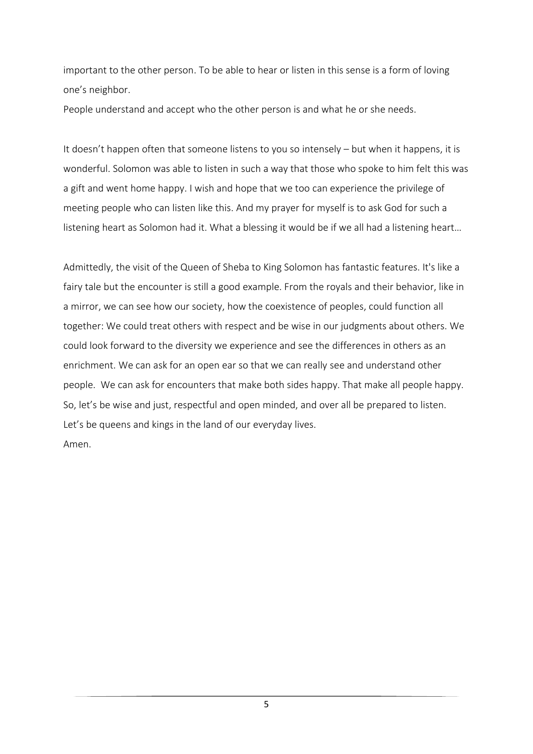important to the other person. To be able to hear or listen in this sense is a form of loving one's neighbor.

People understand and accept who the other person is and what he or she needs.

It doesn't happen often that someone listens to you so intensely – but when it happens, it is wonderful. Solomon was able to listen in such a way that those who spoke to him felt this was a gift and went home happy. I wish and hope that we too can experience the privilege of meeting people who can listen like this. And my prayer for myself is to ask God for such a listening heart as Solomon had it. What a blessing it would be if we all had a listening heart…

Admittedly, the visit of the Queen of Sheba to King Solomon has fantastic features. It's like a fairy tale but the encounter is still a good example. From the royals and their behavior, like in a mirror, we can see how our society, how the coexistence of peoples, could function all together: We could treat others with respect and be wise in our judgments about others. We could look forward to the diversity we experience and see the differences in others as an enrichment. We can ask for an open ear so that we can really see and understand other people. We can ask for encounters that make both sides happy. That make all people happy. So, let's be wise and just, respectful and open minded, and over all be prepared to listen. Let's be queens and kings in the land of our everyday lives.

Amen.